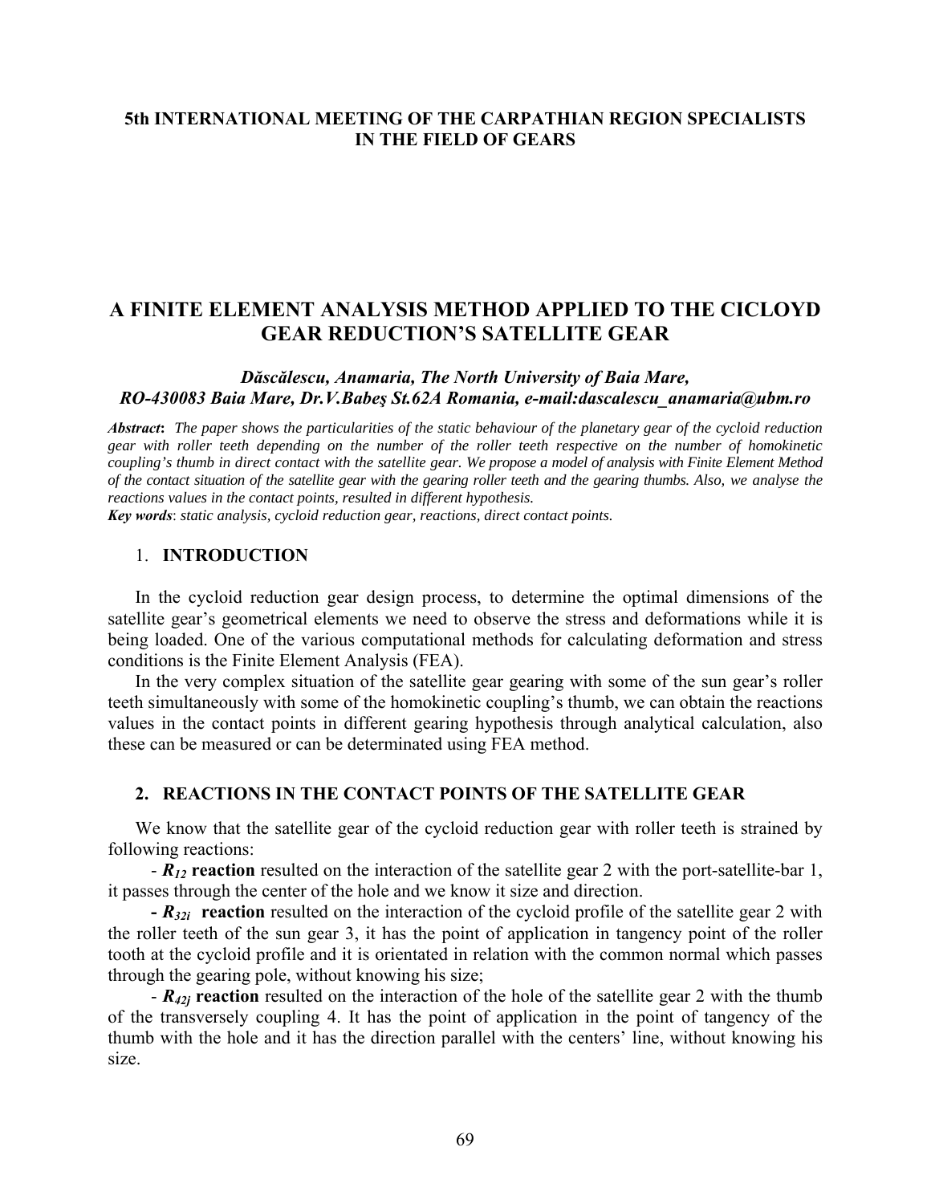**5th INTERNATIONAL MEETING OF THE CARPATHIAN REGION SPECIALISTS IN THE FIELD OF GEARS**

# A FINITE ELEMENT ANALYSIS METHOD APPLIED TO THE CICLOYD GEAR REDUCTION'S SATELLITE GEAR

***Dăscălescu, Anamaria, The North University of Baia Mare, RO-430083 Baia Mare, Dr.V.Babeş St.62A Romania, e-mail:dascalescu_anamaria@ubm.ro***

***Abstract*****:** *The paper shows the particularities of the static behaviour of the planetary gear of the cycloid reduction gear with roller teeth depending on the number of the roller teeth respective on the number of homokinetic coupling's thumb in direct contact with the satellite gear. We propose a model of analysis with Finite Element Method of the contact situation of the satellite gear with the gearing roller teeth and the gearing thumbs. Also, we analyse the reactions values in the contact points, resulted in different hypothesis.*

***Key words***: *static analysis, cycloid reduction gear, reactions, direct contact points.*

## 1. INTRODUCTION

In the cycloid reduction gear design process, to determine the optimal dimensions of the satellite gear's geometrical elements we need to observe the stress and deformations while it is being loaded. One of the various computational methods for calculating deformation and stress conditions is the Finite Element Analysis (FEA).

In the very complex situation of the satellite gear gearing with some of the sun gear's roller teeth simultaneously with some of the homokinetic coupling's thumb, we can obtain the reactions values in the contact points in different gearing hypothesis through analytical calculation, also these can be measured or can be determinated using FEA method.

## 2. REACTIONS IN THE CONTACT POINTS OF THE SATELLITE GEAR

We know that the satellite gear of the cycloid reduction gear with roller teeth is strained by following reactions:

- $R_{12}$ **reaction** resulted on the interaction of the satellite gear 2 with the port-satellite-bar 1, it passes through the center of the hole and we know it size and direction.
- $R_{32i}$ **reaction** resulted on the interaction of the cycloid profile of the satellite gear 2 with the roller teeth of the sun gear 3, it has the point of application in tangency point of the roller tooth at the cycloid profile and it is orientated in relation with the common normal which passes through the gearing pole, without knowing his size;
- $R_{42j}$ **reaction** resulted on the interaction of the hole of the satellite gear 2 with the thumb of the transversely coupling 4. It has the point of application in the point of tangency of the thumb with the hole and it has the direction parallel with the centers' line, without knowing his size.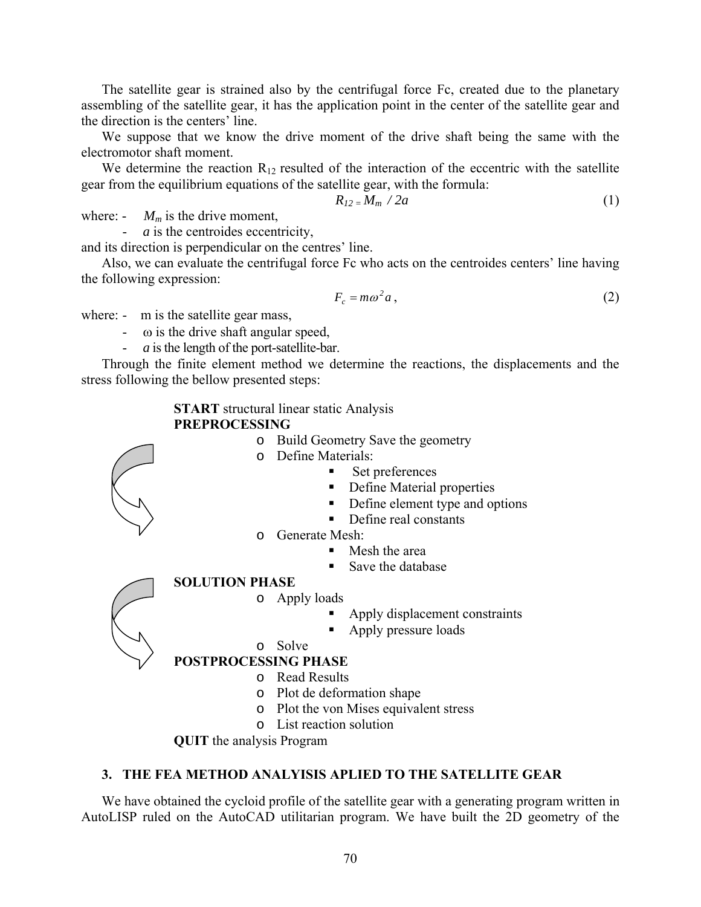The satellite gear is strained also by the centrifugal force Fc, created due to the planetary assembling of the satellite gear, it has the application point in the center of the satellite gear and the direction is the centers' line.

We suppose that we know the drive moment of the drive shaft being the same with the electromotor shaft moment.

We determine the reaction $R_{12}$ resulted of the interaction of the eccentric with the satellite gear from the equilibrium equations of the satellite gear, with the formula:

$$R_{12} = M_m / 2a \tag{1}$$

where: - $M_m$ is the drive moment,

- $a$ is the centroides eccentricity,

and its direction is perpendicular on the centres' line.

Also, we can evaluate the centrifugal force Fc who acts on the centroides centers' line having the following expression:

$$F_c = m\omega^2 a, \tag{2}$$

where: - m is the satellite gear mass,

- $\omega$ is the drive shaft angular speed,
- $a$ is the length of the port-satellite-bar.

Through the finite element method we determine the reactions, the displacements and the stress following the bellow presented steps:

**START** structural linear static Analysis

**PREPROCESSING**

- Build Geometry Save the geometry
- Define Materials:
  - Set preferences
  - Define Material properties
  - Define element type and options
  - Define real constants
- Generate Mesh:
  - Mesh the area
  - Save the database

**SOLUTION PHASE**

- Apply loads
  - Apply displacement constraints
  - Apply pressure loads
- Solve

**POSTPROCESSING PHASE**

- Read Results
- Plot de deformation shape
- Plot the von Mises equivalent stress
- List reaction solution

**QUIT** the analysis Program

## 3. THE FEA METHOD ANALYISIS APLIED TO THE SATELLITE GEAR

We have obtained the cycloid profile of the satellite gear with a generating program written in AutoLISP ruled on the AutoCAD utilitarian program. We have built the 2D geometry of the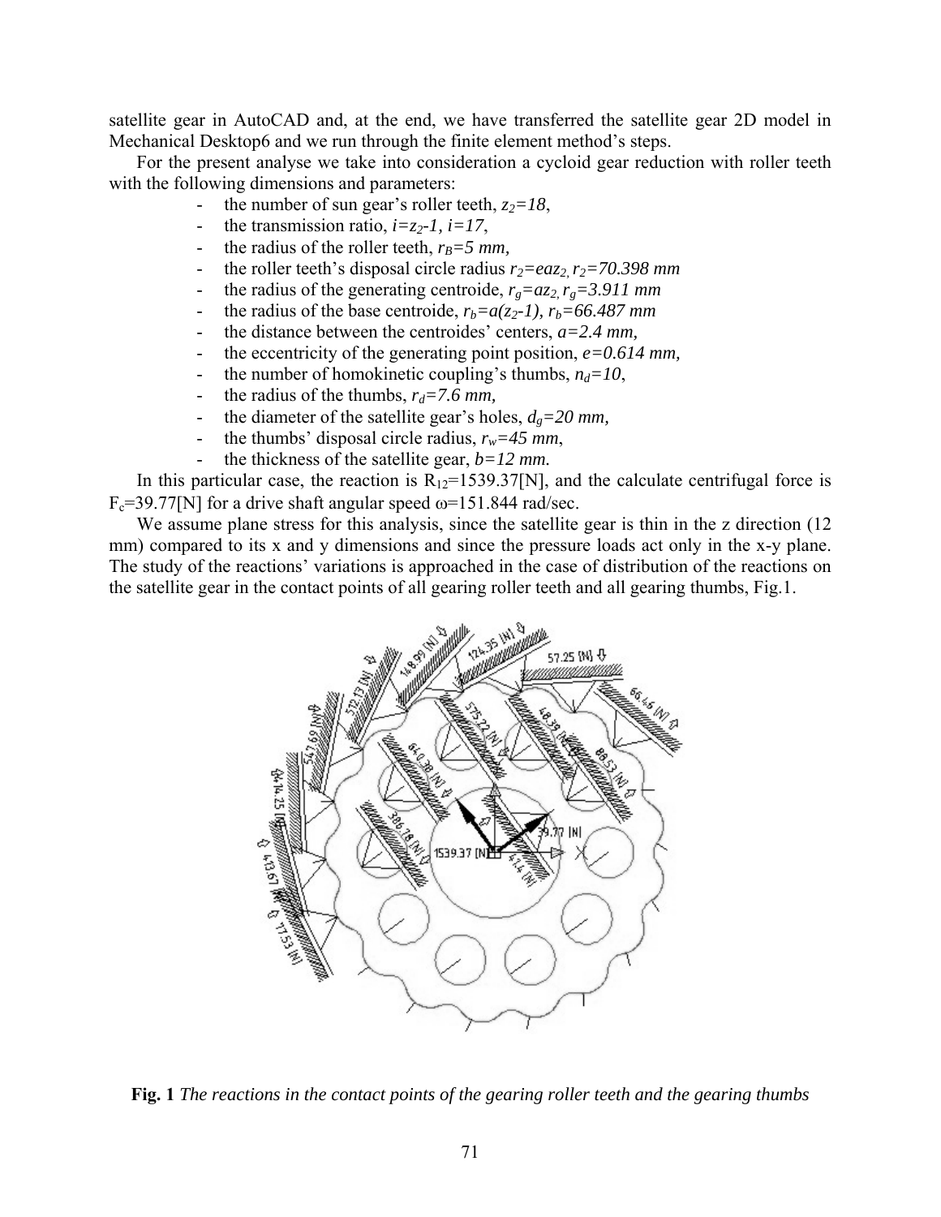satellite gear in AutoCAD and, at the end, we have transferred the satellite gear 2D model in Mechanical Desktop6 and we run through the finite element method's steps.

For the present analyse we take into consideration a cycloid gear reduction with roller teeth with the following dimensions and parameters:

- the number of sun gear's roller teeth, $z_2=18$,
- the transmission ratio, $i=z_2-1$, $i=17$,
- the radius of the roller teeth, $r_B=5$ *mm*,
- the roller teeth's disposal circle radius $r_2=eaz_2$, $r_2=70.398$ *mm*
- the radius of the generating centroide, $r_g=az_2$, $r_g=3.911$ *mm*
- the radius of the base centroide, $r_b=a(z_2-1)$, $r_b=66.487$ *mm*
- the distance between the centroides' centers, $a=2.4$ *mm*,
- the eccentricity of the generating point position, $e=0.614$ *mm*,
- the number of homokinetic coupling's thumbs, $n_d=10$,
- the radius of the thumbs, $r_d=7.6$ *mm*,
- the diameter of the satellite gear's holes, $d_g=20$ *mm*,
- the thumbs' disposal circle radius, $r_w=45$ *mm*,
- the thickness of the satellite gear, $b=12$ *mm*.

In this particular case, the reaction is $R_{12}$=1539.37[N], and the calculate centrifugal force is $F_c$=39.77[N] for a drive shaft angular speed $\omega$=151.844 rad/sec.

We assume plane stress for this analysis, since the satellite gear is thin in the z direction (12 mm) compared to its x and y dimensions and since the pressure loads act only in the x-y plane. The study of the reactions' variations is approached in the case of distribution of the reactions on the satellite gear in the contact points of all gearing roller teeth and all gearing thumbs, Fig.1.

**Fig. 1** *The reactions in the contact points of the gearing roller teeth and the gearing thumbs*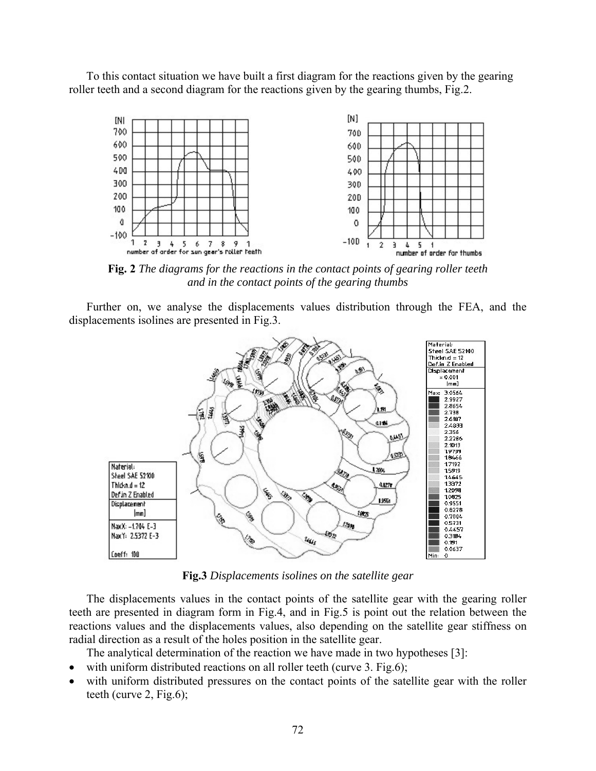To this contact situation we have built a first diagram for the reactions given by the gearing roller teeth and a second diagram for the reactions given by the gearing thumbs, Fig.2.

**Fig. 2** *The diagrams for the reactions in the contact points of gearing roller teeth and in the contact points of the gearing thumbs*

Further on, we analyse the displacements values distribution through the FEA, and the displacements isolines are presented in Fig.3.

**Fig.3** *Displacements isolines on the satellite gear*

The displacements values in the contact points of the satellite gear with the gearing roller teeth are presented in diagram form in Fig.4, and in Fig.5 is point out the relation between the reactions values and the displacements values, also depending on the satellite gear stiffness on radial direction as a result of the holes position in the satellite gear.

The analytical determination of the reaction we have made in two hypotheses [3]:

- with uniform distributed reactions on all roller teeth (curve 3. Fig.6);
- with uniform distributed pressures on the contact points of the satellite gear with the roller teeth (curve 2, Fig.6);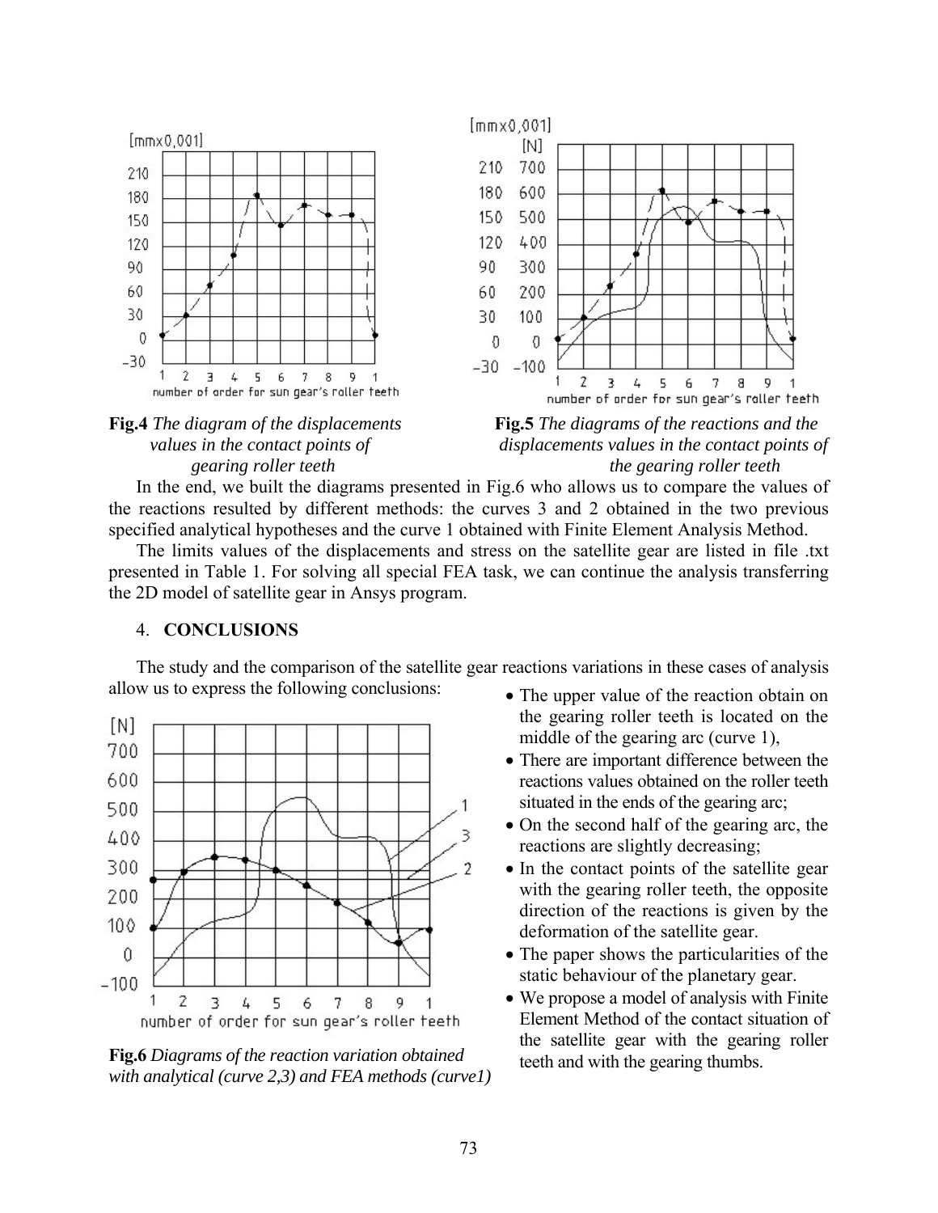**Fig.4** *The diagram of the displacements values in the contact points of gearing roller teeth*

**Fig.5** *The diagrams of the reactions and the displacements values in the contact points of the gearing roller teeth*

In the end, we built the diagrams presented in Fig.6 who allows us to compare the values of the reactions resulted by different methods: the curves 3 and 2 obtained in the two previous specified analytical hypotheses and the curve 1 obtained with Finite Element Analysis Method.

The limits values of the displacements and stress on the satellite gear are listed in file .txt presented in Table 1. For solving all special FEA task, we can continue the analysis transferring the 2D model of satellite gear in Ansys program.

## 4. CONCLUSIONS

The study and the comparison of the satellite gear reactions variations in these cases of analysis allow us to express the following conclusions:

- The upper value of the reaction obtain on the gearing roller teeth is located on the middle of the gearing arc (curve 1),
- There are important difference between the reactions values obtained on the roller teeth situated in the ends of the gearing arc;
- On the second half of the gearing arc, the reactions are slightly decreasing;
- In the contact points of the satellite gear with the gearing roller teeth, the opposite direction of the reactions is given by the deformation of the satellite gear.
- The paper shows the particularities of the static behaviour of the planetary gear.
- We propose a model of analysis with Finite Element Method of the contact situation of the satellite gear with the gearing roller teeth and with the gearing thumbs.

**Fig.6** *Diagrams of the reaction variation obtained with analytical (curve 2,3) and FEA methods (curve1)*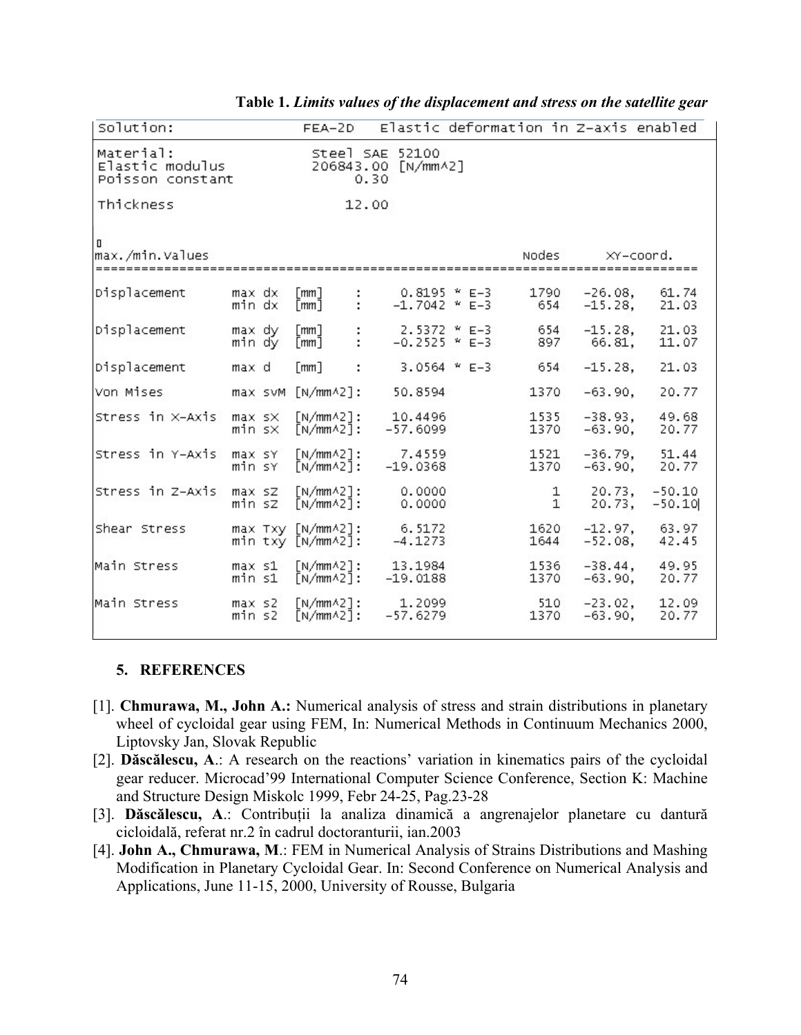**Table 1.** ***Limits values of the displacement and stress on the satellite gear***

| | | | | | | |
|---|---|---|---|---|---|---|
| Solution: | | FEA-2D | Elastic deformation in Z-axis enabled | | | |
| Material: | | Steel SAE 52100 | | | | |
| Elastic modulus | | 206843.00 [N/mm^2] | | | | |
| Poisson constant | | 0.30 | | | | |
| Thickness | | 12.00 | | | | |
| max./min.values | | | | Nodes | XY-coord. | |
| Displacement | max dx | [mm] : | 0.8195 * E-3 | 1790 | -26.08, | 61.74 |
| | min dx | [mm] : | -1.7042 * E-3 | 654 | -15.28, | 21.03 |
| Displacement | max dy | [mm] : | 2.5372 * E-3 | 654 | -15.28, | 21.03 |
| | min dy | [mm] : | -0.2525 * E-3 | 897 | 66.81, | 11.07 |
| Displacement | max d | [mm] : | 3.0564 * E-3 | 654 | -15.28, | 21.03 |
| Von Mises | max svM | [N/mm^2]: | 50.8594 | 1370 | -63.90, | 20.77 |
| Stress in X-Axis | max sX | [N/mm^2]: | 10.4496 | 1535 | -38.93, | 49.68 |
| | min sX | [N/mm^2]: | -57.6099 | 1370 | -63.90, | 20.77 |
| Stress in Y-Axis | max sY | [N/mm^2]: | 7.4559 | 1521 | -36.79, | 51.44 |
| | min sY | [N/mm^2]: | -19.0368 | 1370 | -63.90, | 20.77 |
| Stress in Z-Axis | max sZ | [N/mm^2]: | 0.0000 | 1 | 20.73, | -50.10 |
| | min sZ | [N/mm^2]: | 0.0000 | 1 | 20.73, | -50.10 |
| Shear Stress | max Txy | [N/mm^2]: | 6.5172 | 1620 | -12.97, | 63.97 |
| | min txy | [N/mm^2]: | -4.1273 | 1644 | -52.08, | 42.45 |
| Main Stress | max s1 | [N/mm^2]: | 13.1984 | 1536 | -38.44, | 49.95 |
| | min s1 | [N/mm^2]: | -19.0188 | 1370 | -63.90, | 20.77 |
| Main Stress | max s2 | [N/mm^2]: | 1.2099 | 510 | -23.02, | 12.09 |
| | min s2 | [N/mm^2]: | -57.6279 | 1370 | -63.90, | 20.77 |

## 5. REFERENCES

[1]. **Chmurawa, M., John A.:** Numerical analysis of stress and strain distributions in planetary wheel of cycloidal gear using FEM, In: Numerical Methods in Continuum Mechanics 2000, Liptovsky Jan, Slovak Republic

[2]. **Dăscălescu, A**.: A research on the reactions' variation in kinematics pairs of the cycloidal gear reducer. Microcad'99 International Computer Science Conference, Section K: Machine and Structure Design Miskolc 1999, Febr 24-25, Pag.23-28

[3]. **Dăscălescu, A**.: Contribuții la analiza dinamică a angrenajelor planetare cu dantură cicloidală, referat nr.2 în cadrul doctoranturii, ian.2003

[4]. **John A., Chmurawa, M**.: FEM in Numerical Analysis of Strains Distributions and Mashing Modification in Planetary Cycloidal Gear. In: Second Conference on Numerical Analysis and Applications, June 11-15, 2000, University of Rousse, Bulgaria